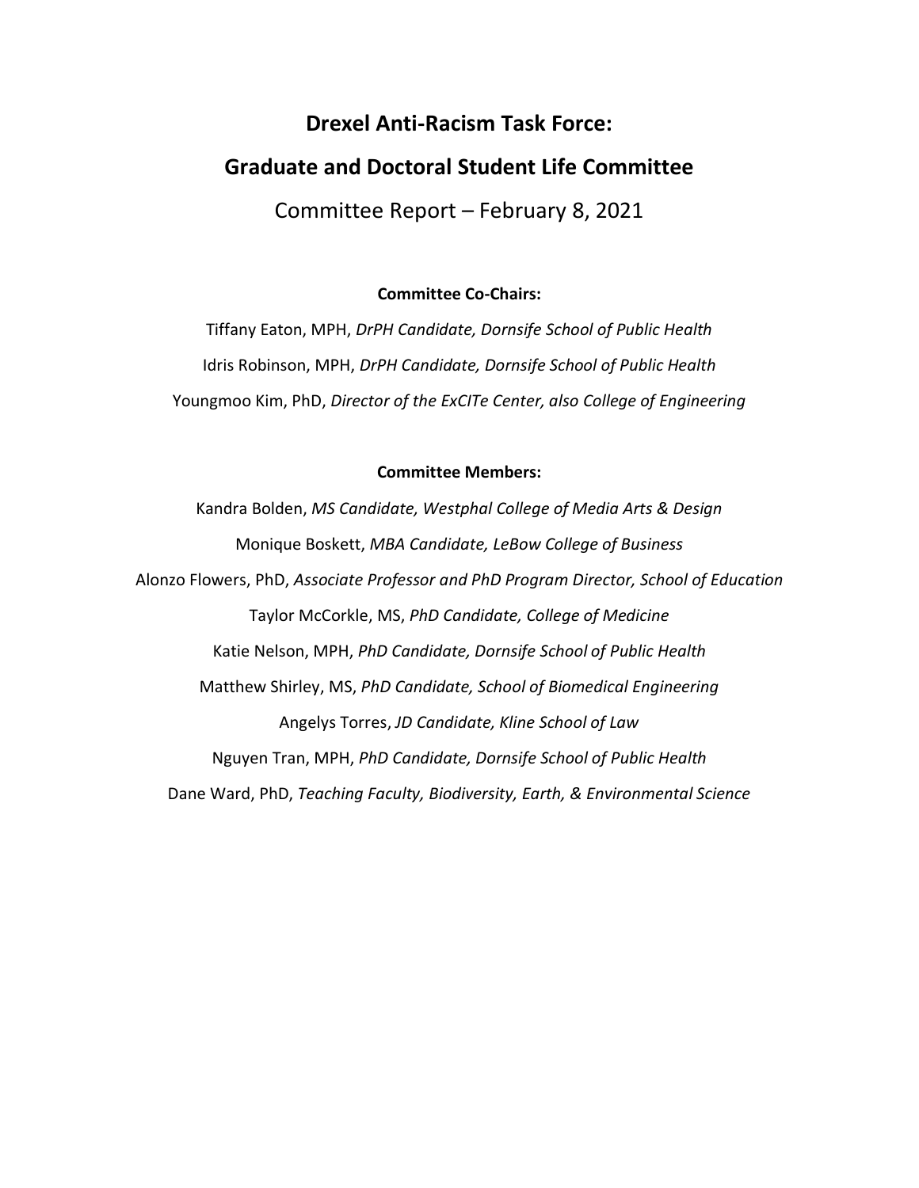# Drexel Anti-Racism Task Force:

# Graduate and Doctoral Student Life Committee

Committee Report – February 8, 2021

**Committee Co-Chairs:**

Tiffany Eaton, MPH, *DrPH Candidate, Dornsife School of Public Health*

Idris Robinson, MPH, *DrPH Candidate, Dornsife School of Public Health*

Youngmoo Kim, PhD, *Director of the ExCITe Center, also College of Engineering*

**Committee Members:**

Kandra Bolden, *MS Candidate, Westphal College of Media Arts & Design*

Monique Boskett, *MBA Candidate, LeBow College of Business*

Alonzo Flowers, PhD, *Associate Professor and PhD Program Director, School of Education*

Taylor McCorkle, MS, *PhD Candidate, College of Medicine*

Katie Nelson, MPH, *PhD Candidate, Dornsife School of Public Health*

Matthew Shirley, MS, *PhD Candidate, School of Biomedical Engineering*

Angelys Torres, *JD Candidate, Kline School of Law*

Nguyen Tran, MPH, *PhD Candidate, Dornsife School of Public Health*

Dane Ward, PhD, *Teaching Faculty, Biodiversity, Earth, & Environmental Science*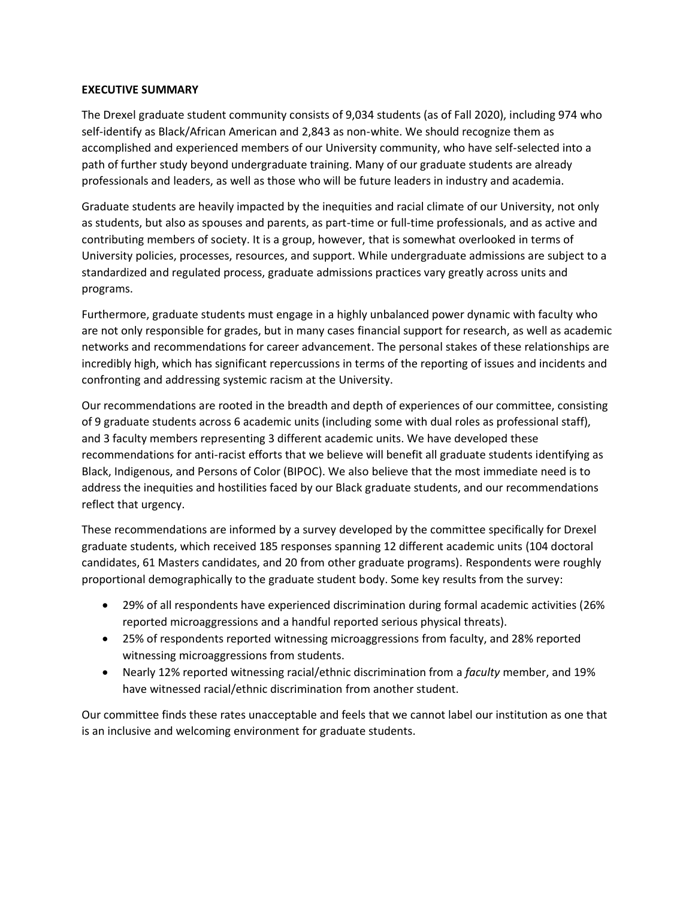**EXECUTIVE SUMMARY**

The Drexel graduate student community consists of 9,034 students (as of Fall 2020), including 974 who self-identify as Black/African American and 2,843 as non-white. We should recognize them as accomplished and experienced members of our University community, who have self-selected into a path of further study beyond undergraduate training. Many of our graduate students are already professionals and leaders, as well as those who will be future leaders in industry and academia.

Graduate students are heavily impacted by the inequities and racial climate of our University, not only as students, but also as spouses and parents, as part-time or full-time professionals, and as active and contributing members of society. It is a group, however, that is somewhat overlooked in terms of University policies, processes, resources, and support. While undergraduate admissions are subject to a standardized and regulated process, graduate admissions practices vary greatly across units and programs.

Furthermore, graduate students must engage in a highly unbalanced power dynamic with faculty who are not only responsible for grades, but in many cases financial support for research, as well as academic networks and recommendations for career advancement. The personal stakes of these relationships are incredibly high, which has significant repercussions in terms of the reporting of issues and incidents and confronting and addressing systemic racism at the University.

Our recommendations are rooted in the breadth and depth of experiences of our committee, consisting of 9 graduate students across 6 academic units (including some with dual roles as professional staff), and 3 faculty members representing 3 different academic units. We have developed these recommendations for anti-racist efforts that we believe will benefit all graduate students identifying as Black, Indigenous, and Persons of Color (BIPOC). We also believe that the most immediate need is to address the inequities and hostilities faced by our Black graduate students, and our recommendations reflect that urgency.

These recommendations are informed by a survey developed by the committee specifically for Drexel graduate students, which received 185 responses spanning 12 different academic units (104 doctoral candidates, 61 Masters candidates, and 20 from other graduate programs). Respondents were roughly proportional demographically to the graduate student body. Some key results from the survey:

- 29% of all respondents have experienced discrimination during formal academic activities (26% reported microaggressions and a handful reported serious physical threats).
- 25% of respondents reported witnessing microaggressions from faculty, and 28% reported witnessing microaggressions from students.
- Nearly 12% reported witnessing racial/ethnic discrimination from a *faculty* member, and 19% have witnessed racial/ethnic discrimination from another student.

Our committee finds these rates unacceptable and feels that we cannot label our institution as one that is an inclusive and welcoming environment for graduate students.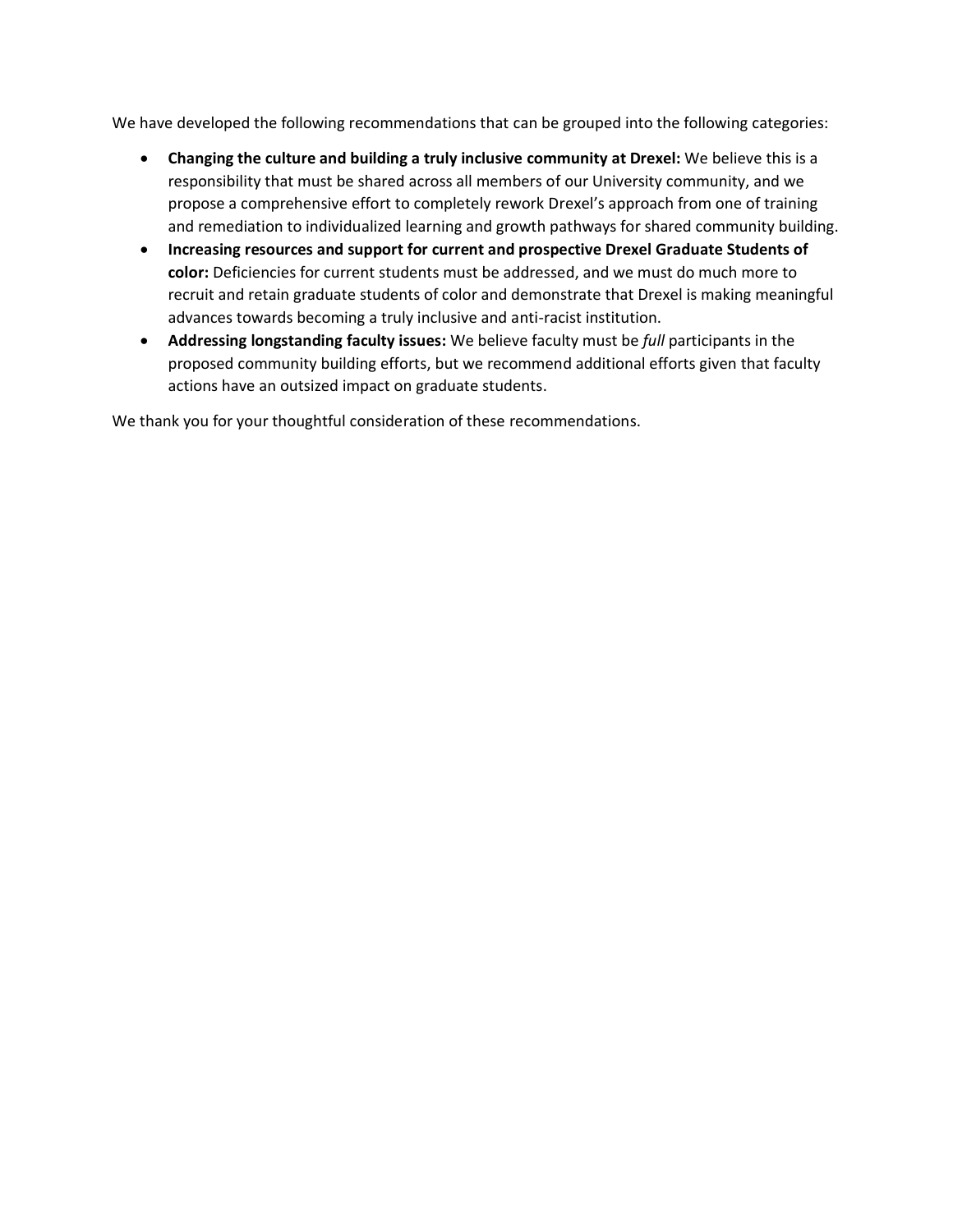We have developed the following recommendations that can be grouped into the following categories:

- **Changing the culture and building a truly inclusive community at Drexel:** We believe this is a responsibility that must be shared across all members of our University community, and we propose a comprehensive effort to completely rework Drexel's approach from one of training and remediation to individualized learning and growth pathways for shared community building.
- **Increasing resources and support for current and prospective Drexel Graduate Students of color:** Deficiencies for current students must be addressed, and we must do much more to recruit and retain graduate students of color and demonstrate that Drexel is making meaningful advances towards becoming a truly inclusive and anti-racist institution.
- **Addressing longstanding faculty issues:** We believe faculty must be *full* participants in the proposed community building efforts, but we recommend additional efforts given that faculty actions have an outsized impact on graduate students.

We thank you for your thoughtful consideration of these recommendations.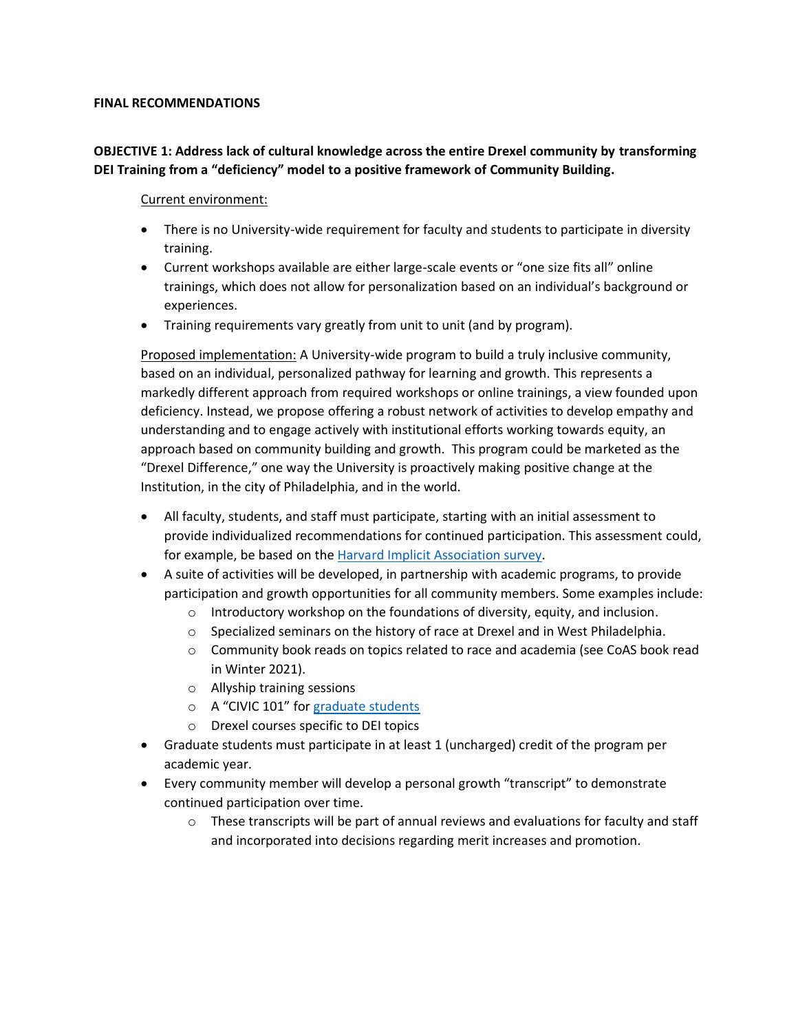**FINAL RECOMMENDATIONS**

**OBJECTIVE 1: Address lack of cultural knowledge across the entire Drexel community by transforming DEI Training from a "deficiency" model to a positive framework of Community Building.**

<u>Current environment:</u>

- There is no University-wide requirement for faculty and students to participate in diversity training.
- Current workshops available are either large-scale events or "one size fits all" online trainings, which does not allow for personalization based on an individual's background or experiences.
- Training requirements vary greatly from unit to unit (and by program).

<u>Proposed implementation:</u> A University-wide program to build a truly inclusive community, based on an individual, personalized pathway for learning and growth. This represents a markedly different approach from required workshops or online trainings, a view founded upon deficiency. Instead, we propose offering a robust network of activities to develop empathy and understanding and to engage actively with institutional efforts working towards equity, an approach based on community building and growth. This program could be marketed as the "Drexel Difference," one way the University is proactively making positive change at the Institution, in the city of Philadelphia, and in the world.

- All faculty, students, and staff must participate, starting with an initial assessment to provide individualized recommendations for continued participation. This assessment could, for example, be based on the Harvard Implicit Association survey.
- A suite of activities will be developed, in partnership with academic programs, to provide participation and growth opportunities for all community members. Some examples include:
  - Introductory workshop on the foundations of diversity, equity, and inclusion.
  - Specialized seminars on the history of race at Drexel and in West Philadelphia.
  - Community book reads on topics related to race and academia (see CoAS book read in Winter 2021).
  - Allyship training sessions
  - A "CIVIC 101" for graduate students
  - Drexel courses specific to DEI topics
- Graduate students must participate in at least 1 (uncharged) credit of the program per academic year.
- Every community member will develop a personal growth "transcript" to demonstrate continued participation over time.
  - These transcripts will be part of annual reviews and evaluations for faculty and staff and incorporated into decisions regarding merit increases and promotion.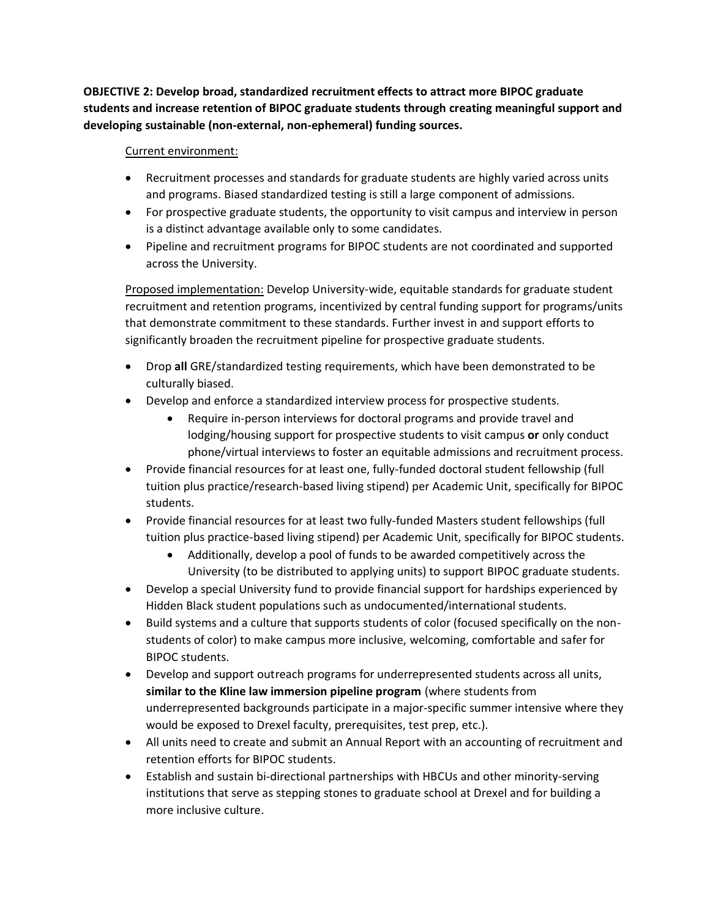**OBJECTIVE 2: Develop broad, standardized recruitment effects to attract more BIPOC graduate students and increase retention of BIPOC graduate students through creating meaningful support and developing sustainable (non-external, non-ephemeral) funding sources.**

Current environment:

- Recruitment processes and standards for graduate students are highly varied across units and programs. Biased standardized testing is still a large component of admissions.
- For prospective graduate students, the opportunity to visit campus and interview in person is a distinct advantage available only to some candidates.
- Pipeline and recruitment programs for BIPOC students are not coordinated and supported across the University.

Proposed implementation: Develop University-wide, equitable standards for graduate student recruitment and retention programs, incentivized by central funding support for programs/units that demonstrate commitment to these standards. Further invest in and support efforts to significantly broaden the recruitment pipeline for prospective graduate students.

- Drop **all** GRE/standardized testing requirements, which have been demonstrated to be culturally biased.
- Develop and enforce a standardized interview process for prospective students.
    - Require in-person interviews for doctoral programs and provide travel and lodging/housing support for prospective students to visit campus **or** only conduct phone/virtual interviews to foster an equitable admissions and recruitment process.
- Provide financial resources for at least one, fully-funded doctoral student fellowship (full tuition plus practice/research-based living stipend) per Academic Unit, specifically for BIPOC students.
- Provide financial resources for at least two fully-funded Masters student fellowships (full tuition plus practice-based living stipend) per Academic Unit, specifically for BIPOC students.
    - Additionally, develop a pool of funds to be awarded competitively across the University (to be distributed to applying units) to support BIPOC graduate students.
- Develop a special University fund to provide financial support for hardships experienced by Hidden Black student populations such as undocumented/international students.
- Build systems and a culture that supports students of color (focused specifically on the non-students of color) to make campus more inclusive, welcoming, comfortable and safer for BIPOC students.
- Develop and support outreach programs for underrepresented students across all units, **similar to the Kline law immersion pipeline program** (where students from underrepresented backgrounds participate in a major-specific summer intensive where they would be exposed to Drexel faculty, prerequisites, test prep, etc.).
- All units need to create and submit an Annual Report with an accounting of recruitment and retention efforts for BIPOC students.
- Establish and sustain bi-directional partnerships with HBCUs and other minority-serving institutions that serve as stepping stones to graduate school at Drexel and for building a more inclusive culture.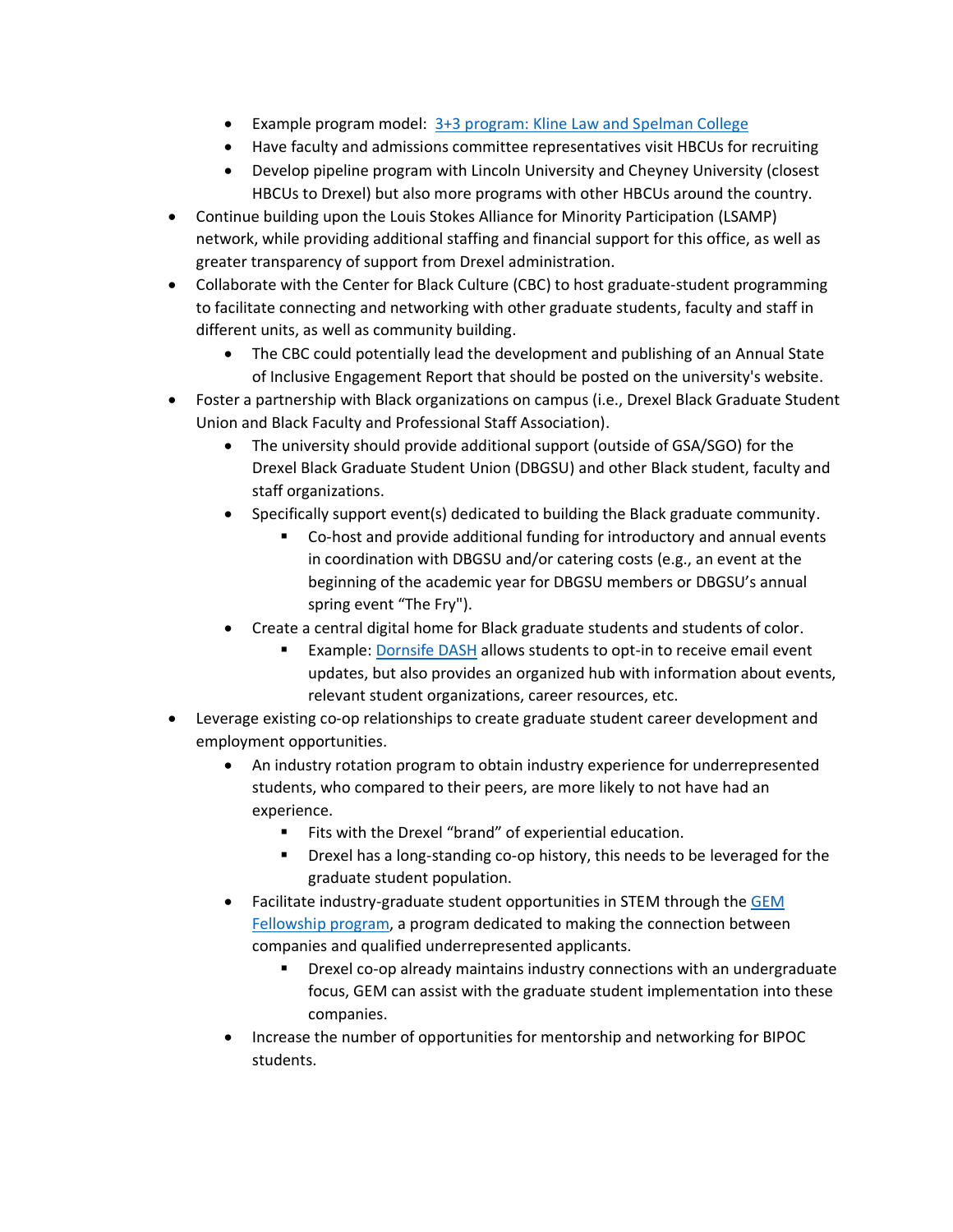- Example program model: [3+3 program: Kline Law and Spelman College]
    - Have faculty and admissions committee representatives visit HBCUs for recruiting
    - Develop pipeline program with Lincoln University and Cheyney University (closest HBCUs to Drexel) but also more programs with other HBCUs around the country.
- Continue building upon the Louis Stokes Alliance for Minority Participation (LSAMP) network, while providing additional staffing and financial support for this office, as well as greater transparency of support from Drexel administration.
- Collaborate with the Center for Black Culture (CBC) to host graduate-student programming to facilitate connecting and networking with other graduate students, faculty and staff in different units, as well as community building.
    - The CBC could potentially lead the development and publishing of an Annual State of Inclusive Engagement Report that should be posted on the university's website.
- Foster a partnership with Black organizations on campus (i.e., Drexel Black Graduate Student Union and Black Faculty and Professional Staff Association).
    - The university should provide additional support (outside of GSA/SGO) for the Drexel Black Graduate Student Union (DBGSU) and other Black student, faculty and staff organizations.
    - Specifically support event(s) dedicated to building the Black graduate community.
        - Co-host and provide additional funding for introductory and annual events in coordination with DBGSU and/or catering costs (e.g., an event at the beginning of the academic year for DBGSU members or DBGSU's annual spring event "The Fry").
    - Create a central digital home for Black graduate students and students of color.
        - Example: [Dornsife DASH] allows students to opt-in to receive email event updates, but also provides an organized hub with information about events, relevant student organizations, career resources, etc.
- Leverage existing co-op relationships to create graduate student career development and employment opportunities.
    - An industry rotation program to obtain industry experience for underrepresented students, who compared to their peers, are more likely to not have had an experience.
        - Fits with the Drexel "brand" of experiential education.
        - Drexel has a long-standing co-op history, this needs to be leveraged for the graduate student population.
    - Facilitate industry-graduate student opportunities in STEM through the [GEM Fellowship program], a program dedicated to making the connection between companies and qualified underrepresented applicants.
        - Drexel co-op already maintains industry connections with an undergraduate focus, GEM can assist with the graduate student implementation into these companies.
    - Increase the number of opportunities for mentorship and networking for BIPOC students.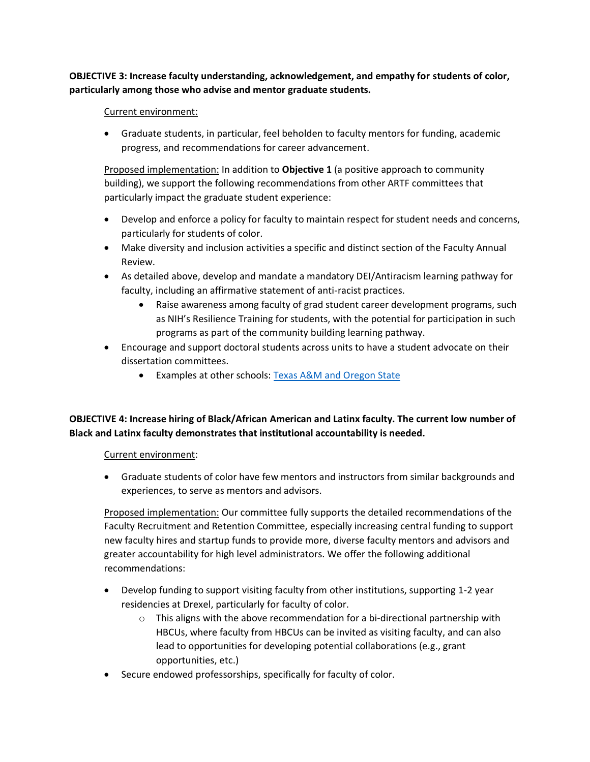**OBJECTIVE 3: Increase faculty understanding, acknowledgement, and empathy for students of color, particularly among those who advise and mentor graduate students.**

Current environment:

- Graduate students, in particular, feel beholden to faculty mentors for funding, academic progress, and recommendations for career advancement.

Proposed implementation: In addition to **Objective 1** (a positive approach to community building), we support the following recommendations from other ARTF committees that particularly impact the graduate student experience:

- Develop and enforce a policy for faculty to maintain respect for student needs and concerns, particularly for students of color.
- Make diversity and inclusion activities a specific and distinct section of the Faculty Annual Review.
- As detailed above, develop and mandate a mandatory DEI/Antiracism learning pathway for faculty, including an affirmative statement of anti-racist practices.
    - Raise awareness among faculty of grad student career development programs, such as NIH's Resilience Training for students, with the potential for participation in such programs as part of the community building learning pathway.
- Encourage and support doctoral students across units to have a student advocate on their dissertation committees.
    - Examples at other schools: Texas A&M and Oregon State

**OBJECTIVE 4: Increase hiring of Black/African American and Latinx faculty. The current low number of Black and Latinx faculty demonstrates that institutional accountability is needed.**

Current environment:

- Graduate students of color have few mentors and instructors from similar backgrounds and experiences, to serve as mentors and advisors.

Proposed implementation: Our committee fully supports the detailed recommendations of the Faculty Recruitment and Retention Committee, especially increasing central funding to support new faculty hires and startup funds to provide more, diverse faculty mentors and advisors and greater accountability for high level administrators. We offer the following additional recommendations:

- Develop funding to support visiting faculty from other institutions, supporting 1-2 year residencies at Drexel, particularly for faculty of color.
    - This aligns with the above recommendation for a bi-directional partnership with HBCUs, where faculty from HBCUs can be invited as visiting faculty, and can also lead to opportunities for developing potential collaborations (e.g., grant opportunities, etc.)
- Secure endowed professorships, specifically for faculty of color.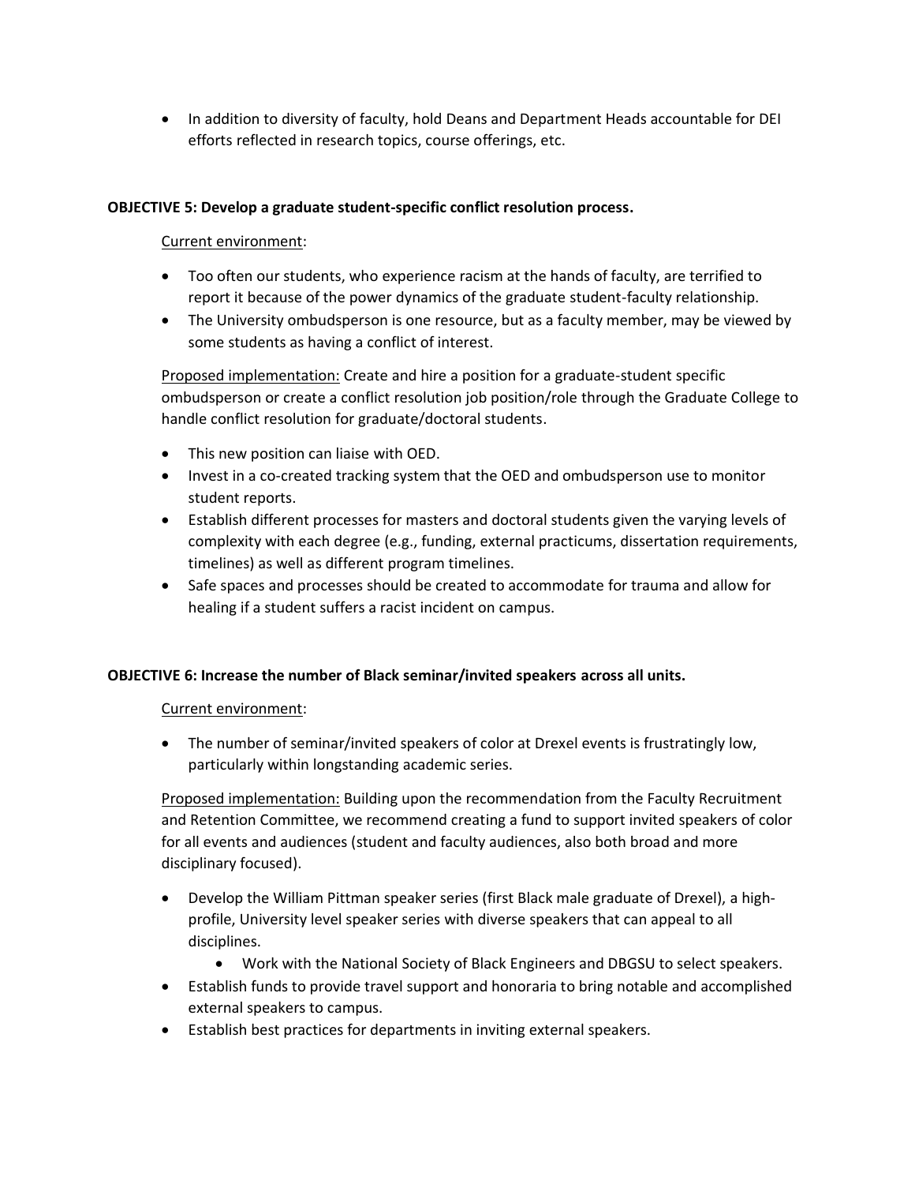- In addition to diversity of faculty, hold Deans and Department Heads accountable for DEI efforts reflected in research topics, course offerings, etc.

**OBJECTIVE 5: Develop a graduate student-specific conflict resolution process.**

Current environment:

- Too often our students, who experience racism at the hands of faculty, are terrified to report it because of the power dynamics of the graduate student-faculty relationship.
- The University ombudsperson is one resource, but as a faculty member, may be viewed by some students as having a conflict of interest.

Proposed implementation: Create and hire a position for a graduate-student specific ombudsperson or create a conflict resolution job position/role through the Graduate College to handle conflict resolution for graduate/doctoral students.

- This new position can liaise with OED.
- Invest in a co-created tracking system that the OED and ombudsperson use to monitor student reports.
- Establish different processes for masters and doctoral students given the varying levels of complexity with each degree (e.g., funding, external practicums, dissertation requirements, timelines) as well as different program timelines.
- Safe spaces and processes should be created to accommodate for trauma and allow for healing if a student suffers a racist incident on campus.

**OBJECTIVE 6: Increase the number of Black seminar/invited speakers across all units.**

Current environment:

- The number of seminar/invited speakers of color at Drexel events is frustratingly low, particularly within longstanding academic series.

Proposed implementation: Building upon the recommendation from the Faculty Recruitment and Retention Committee, we recommend creating a fund to support invited speakers of color for all events and audiences (student and faculty audiences, also both broad and more disciplinary focused).

- Develop the William Pittman speaker series (first Black male graduate of Drexel), a high-profile, University level speaker series with diverse speakers that can appeal to all disciplines.
  - Work with the National Society of Black Engineers and DBGSU to select speakers.
- Establish funds to provide travel support and honoraria to bring notable and accomplished external speakers to campus.
- Establish best practices for departments in inviting external speakers.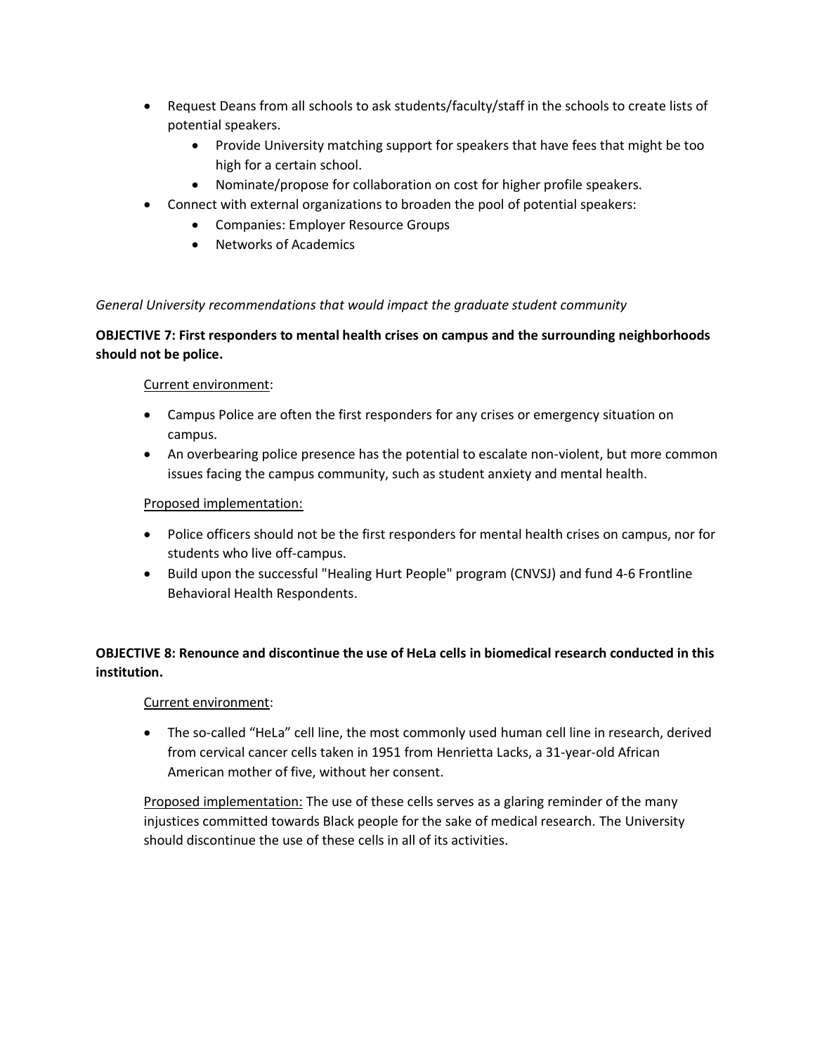- Request Deans from all schools to ask students/faculty/staff in the schools to create lists of potential speakers.
  - Provide University matching support for speakers that have fees that might be too high for a certain school.
  - Nominate/propose for collaboration on cost for higher profile speakers.
- Connect with external organizations to broaden the pool of potential speakers:
  - Companies: Employer Resource Groups
  - Networks of Academics

*General University recommendations that would impact the graduate student community*

**OBJECTIVE 7: First responders to mental health crises on campus and the surrounding neighborhoods should not be police.**

<u>Current environment</u>:

- Campus Police are often the first responders for any crises or emergency situation on campus.
- An overbearing police presence has the potential to escalate non-violent, but more common issues facing the campus community, such as student anxiety and mental health.

<u>Proposed implementation:</u>

- Police officers should not be the first responders for mental health crises on campus, nor for students who live off-campus.
- Build upon the successful "Healing Hurt People" program (CNVSJ) and fund 4-6 Frontline Behavioral Health Respondents.

**OBJECTIVE 8: Renounce and discontinue the use of HeLa cells in biomedical research conducted in this institution.**

<u>Current environment</u>:

- The so-called "HeLa" cell line, the most commonly used human cell line in research, derived from cervical cancer cells taken in 1951 from Henrietta Lacks, a 31-year-old African American mother of five, without her consent.

<u>Proposed implementation:</u> The use of these cells serves as a glaring reminder of the many injustices committed towards Black people for the sake of medical research. The University should discontinue the use of these cells in all of its activities.